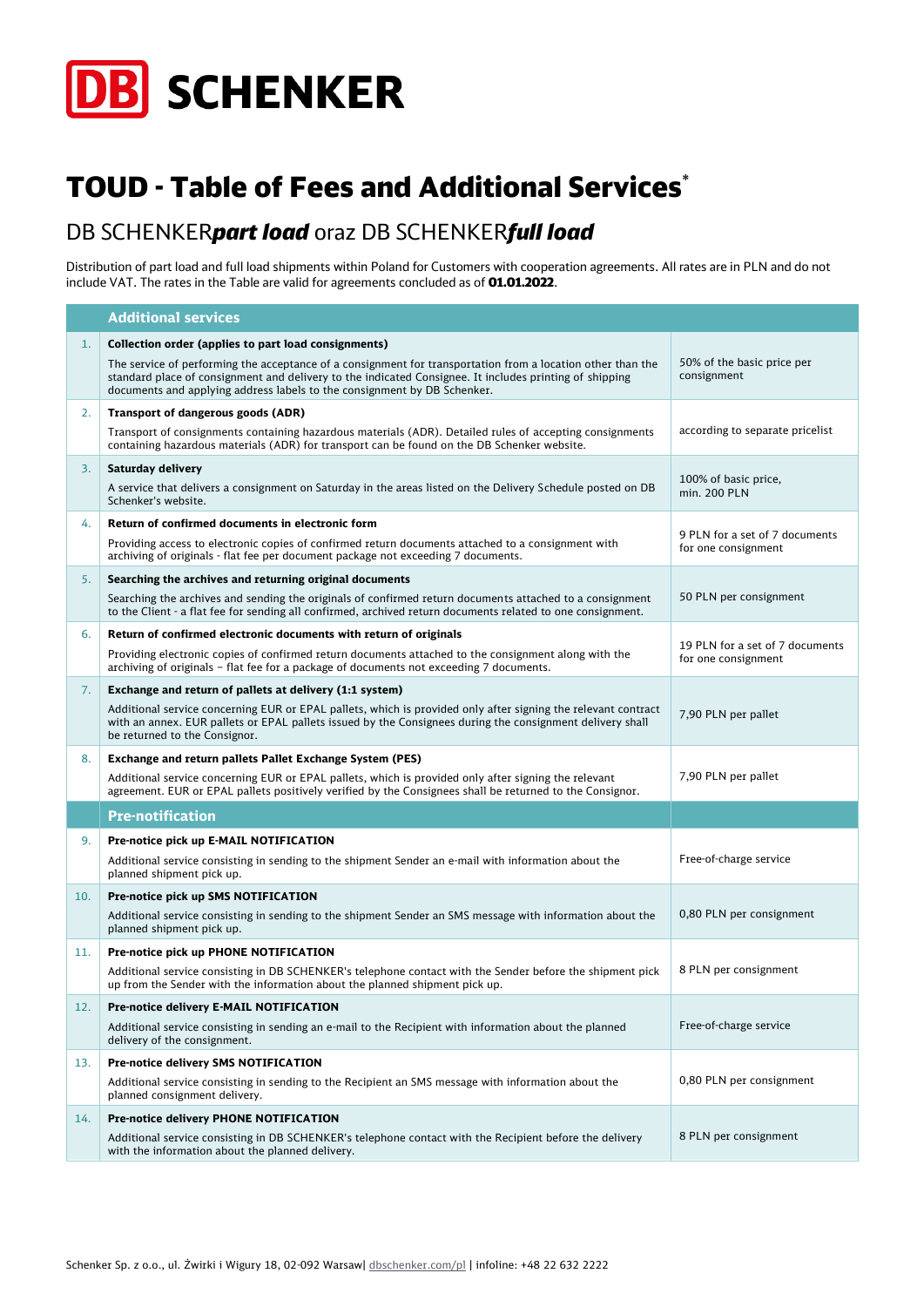DB SCHENKER

# TOUD - Table of Fees and Additional Services*

## DB SCHENKER***part load*** oraz DB SCHENKER***full load***

Distribution of part load and full load shipments within Poland for Customers with cooperation agreements. All rates are in PLN and do not include VAT. The rates in the Table are valid for agreements concluded as of **01.01.2022**.

| | **Additional services** | |
|---|---|---|
| 1. | **Collection order (applies to part load consignments)**<br>The service of performing the acceptance of a consignment for transportation from a location other than the standard place of consignment and delivery to the indicated Consignee. It includes printing of shipping documents and applying address labels to the consignment by DB Schenker. | 50% of the basic price per consignment |
| 2. | **Transport of dangerous goods (ADR)**<br>Transport of consignments containing hazardous materials (ADR). Detailed rules of accepting consignments containing hazardous materials (ADR) for transport can be found on the DB Schenker website. | according to separate pricelist |
| 3. | **Saturday delivery**<br>A service that delivers a consignment on Saturday in the areas listed on the Delivery Schedule posted on DB Schenker's website. | 100% of basic price, min. 200 PLN |
| 4. | **Return of confirmed documents in electronic form**<br>Providing access to electronic copies of confirmed return documents attached to a consignment with archiving of originals - flat fee per document package not exceeding 7 documents. | 9 PLN for a set of 7 documents for one consignment |
| 5. | **Searching the archives and returning original documents**<br>Searching the archives and sending the originals of confirmed return documents attached to a consignment to the Client - a flat fee for sending all confirmed, archived return documents related to one consignment. | 50 PLN per consignment |
| 6. | **Return of confirmed electronic documents with return of originals**<br>Providing electronic copies of confirmed return documents attached to the consignment along with the archiving of originals – flat fee for a package of documents not exceeding 7 documents. | 19 PLN for a set of 7 documents for one consignment |
| 7. | **Exchange and return of pallets at delivery (1:1 system)**<br>Additional service concerning EUR or EPAL pallets, which is provided only after signing the relevant contract with an annex. EUR pallets or EPAL pallets issued by the Consignees during the consignment delivery shall be returned to the Consignor. | 7,90 PLN per pallet |
| 8. | **Exchange and return pallets Pallet Exchange System (PES)**<br>Additional service concerning EUR or EPAL pallets, which is provided only after signing the relevant agreement. EUR or EPAL pallets positively verified by the Consignees shall be returned to the Consignor. | 7,90 PLN per pallet |
| | **Pre-notification** | |
| 9. | **Pre-notice pick up E-MAIL NOTIFICATION**<br>Additional service consisting in sending to the shipment Sender an e-mail with information about the planned shipment pick up. | Free-of-charge service |
| 10. | **Pre-notice pick up SMS NOTIFICATION**<br>Additional service consisting in sending to the shipment Sender an SMS message with information about the planned shipment pick up. | 0,80 PLN per consignment |
| 11. | **Pre-notice pick up PHONE NOTIFICATION**<br>Additional service consisting in DB SCHENKER's telephone contact with the Sender before the shipment pick up from the Sender with the information about the planned shipment pick up. | 8 PLN per consignment |
| 12. | **Pre-notice delivery E-MAIL NOTIFICATION**<br>Additional service consisting in sending an e-mail to the Recipient with information about the planned delivery of the consignment. | Free-of-charge service |
| 13. | **Pre-notice delivery SMS NOTIFICATION**<br>Additional service consisting in sending to the Recipient an SMS message with information about the planned consignment delivery. | 0,80 PLN per consignment |
| 14. | **Pre-notice delivery PHONE NOTIFICATION**<br>Additional service consisting in DB SCHENKER's telephone contact with the Recipient before the delivery with the information about the planned delivery. | 8 PLN per consignment |

Schenker Sp. z o.o., ul. Żwirki i Wigury 18, 02-092 Warsaw| dbschenker.com/pl | infoline: +48 22 632 2222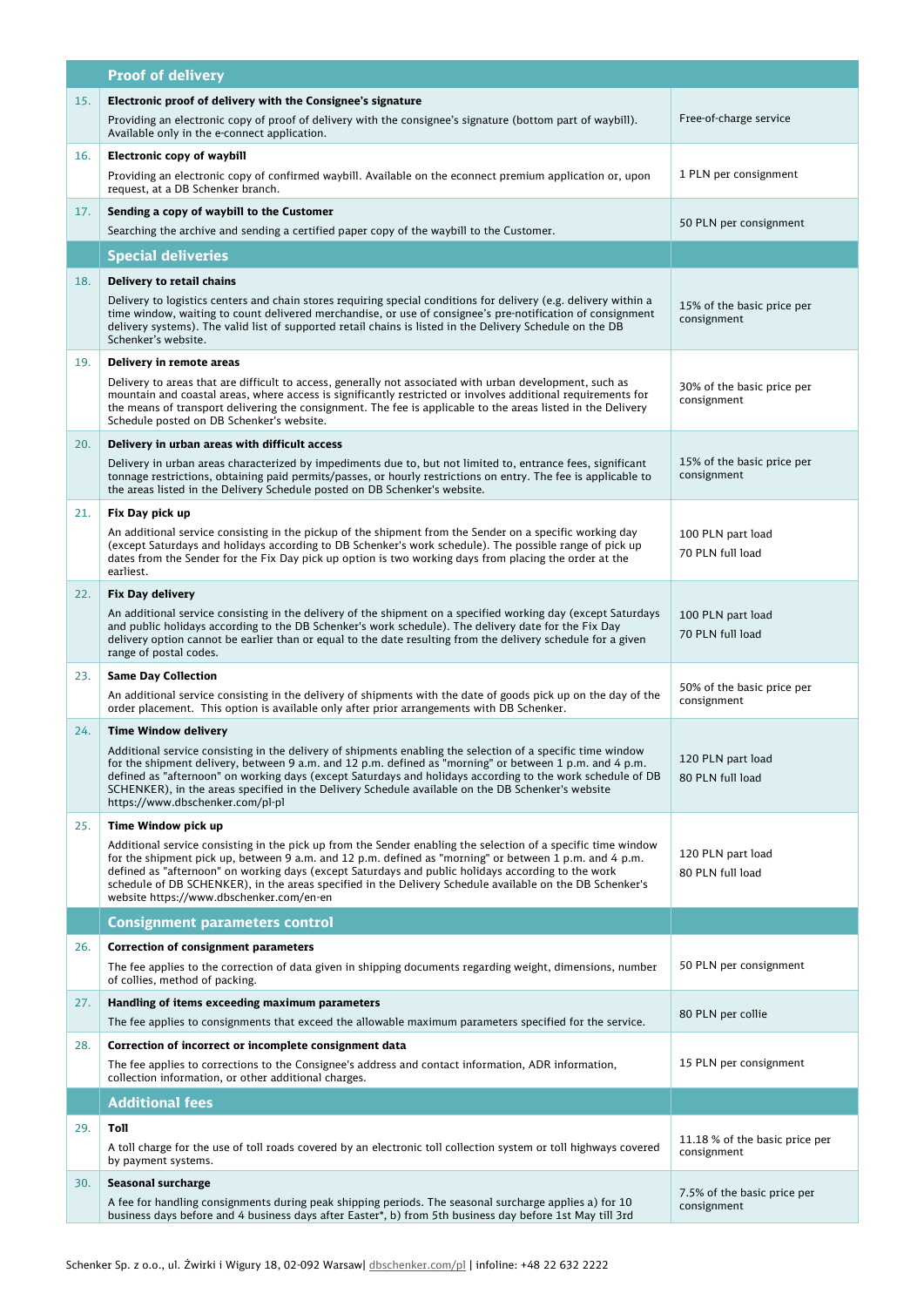| | Proof of delivery | |
|---|---|---|
| 15. | **Electronic proof of delivery with the Consignee's signature**<br>Providing an electronic copy of proof of delivery with the consignee's signature (bottom part of waybill). Available only in the e-connect application. | Free-of-charge service |
| 16. | **Electronic copy of waybill**<br>Providing an electronic copy of confirmed waybill. Available on the econnect premium application or, upon request, at a DB Schenker branch. | 1 PLN per consignment |
| 17. | **Sending a copy of waybill to the Customer**<br>Searching the archive and sending a certified paper copy of the waybill to the Customer. | 50 PLN per consignment |
| | **Special deliveries** | |
| 18. | **Delivery to retail chains**<br>Delivery to logistics centers and chain stores requiring special conditions for delivery (e.g. delivery within a time window, waiting to count delivered merchandise, or use of consignee's pre-notification of consignment delivery systems). The valid list of supported retail chains is listed in the Delivery Schedule on the DB Schenker's website. | 15% of the basic price per consignment |
| 19. | **Delivery in remote areas**<br>Delivery to areas that are difficult to access, generally not associated with urban development, such as mountain and coastal areas, where access is significantly restricted or involves additional requirements for the means of transport delivering the consignment. The fee is applicable to the areas listed in the Delivery Schedule posted on DB Schenker's website. | 30% of the basic price per consignment |
| 20. | **Delivery in urban areas with difficult access**<br>Delivery in urban areas characterized by impediments due to, but not limited to, entrance fees, significant tonnage restrictions, obtaining paid permits/passes, or hourly restrictions on entry. The fee is applicable to the areas listed in the Delivery Schedule posted on DB Schenker's website. | 15% of the basic price per consignment |
| 21. | **Fix Day pick up**<br>An additional service consisting in the pickup of the shipment from the Sender on a specific working day (except Saturdays and holidays according to DB Schenker's work schedule). The possible range of pick up dates from the Sender for the Fix Day pick up option is two working days from placing the order at the earliest. | 100 PLN part load<br>70 PLN full load |
| 22. | **Fix Day delivery**<br>An additional service consisting in the delivery of the shipment on a specified working day (except Saturdays and public holidays according to the DB Schenker's work schedule). The delivery date for the Fix Day delivery option cannot be earlier than or equal to the date resulting from the delivery schedule for a given range of postal codes. | 100 PLN part load<br>70 PLN full load |
| 23. | **Same Day Collection**<br>An additional service consisting in the delivery of shipments with the date of goods pick up on the day of the order placement. This option is available only after prior arrangements with DB Schenker. | 50% of the basic price per consignment |
| 24. | **Time Window delivery**<br>Additional service consisting in the delivery of shipments enabling the selection of a specific time window for the shipment delivery, between 9 a.m. and 12 p.m. defined as "morning" or between 1 p.m. and 4 p.m. defined as "afternoon" on working days (except Saturdays and holidays according to the work schedule of DB SCHENKER), in the areas specified in the Delivery Schedule available on the DB Schenker's website https://www.dbschenker.com/pl-pl | 120 PLN part load<br>80 PLN full load |
| 25. | **Time Window pick up**<br>Additional service consisting in the pick up from the Sender enabling the selection of a specific time window for the shipment pick up, between 9 a.m. and 12 p.m. defined as "morning" or between 1 p.m. and 4 p.m. defined as "afternoon" on working days (except Saturdays and public holidays according to the work schedule of DB SCHENKER), in the areas specified in the Delivery Schedule available on the DB Schenker's website https://www.dbschenker.com/en-en | 120 PLN part load<br>80 PLN full load |
| | **Consignment parameters control** | |
| 26. | **Correction of consignment parameters**<br>The fee applies to the correction of data given in shipping documents regarding weight, dimensions, number of collies, method of packing. | 50 PLN per consignment |
| 27. | **Handling of items exceeding maximum parameters**<br>The fee applies to consignments that exceed the allowable maximum parameters specified for the service. | 80 PLN per collie |
| 28. | **Correction of incorrect or incomplete consignment data**<br>The fee applies to corrections to the Consignee's address and contact information, ADR information, collection information, or other additional charges. | 15 PLN per consignment |
| | **Additional fees** | |
| 29. | **Toll**<br>A toll charge for the use of toll roads covered by an electronic toll collection system or toll highways covered by payment systems. | 11.18 % of the basic price per consignment |
| 30. | **Seasonal surcharge**<br>A fee for handling consignments during peak shipping periods. The seasonal surcharge applies a) for 10 business days before and 4 business days after Easter*, b) from 5th business day before 1st May till 3rd | 7.5% of the basic price per consignment |

Schenker Sp. z o.o., ul. Żwirki i Wigury 18, 02-092 Warsaw| dbschenker.com/pl | infoline: +48 22 632 2222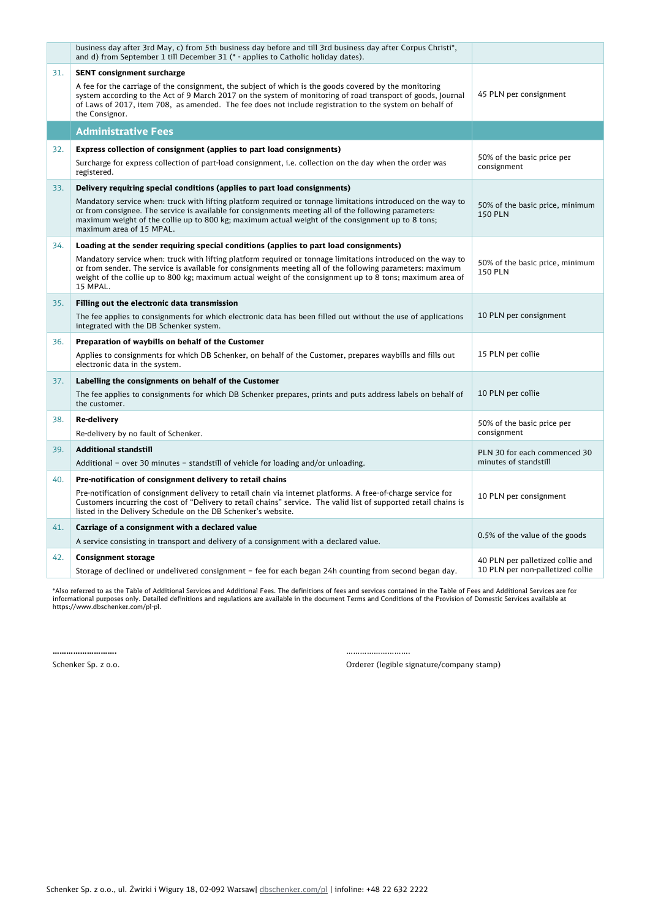| | | |
|---|---|---|
| | business day after 3rd May, c) from 5th business day before and till 3rd business day after Corpus Christi*, and d) from September 1 till December 31 (* - applies to Catholic holiday dates). | |
| 31. | **SENT consignment surcharge**<br>A fee for the carriage of the consignment, the subject of which is the goods covered by the monitoring system according to the Act of 9 March 2017 on the system of monitoring of road transport of goods, Journal of Laws of 2017, item 708, as amended. The fee does not include registration to the system on behalf of the Consignor. | 45 PLN per consignment |
| | **Administrative Fees** | |
| 32. | **Express collection of consignment (applies to part load consignments)**<br>Surcharge for express collection of part-load consignment, i.e. collection on the day when the order was registered. | 50% of the basic price per consignment |
| 33. | **Delivery requiring special conditions (applies to part load consignments)**<br>Mandatory service when: truck with lifting platform required or tonnage limitations introduced on the way to or from consignee. The service is available for consignments meeting all of the following parameters: maximum weight of the collie up to 800 kg; maximum actual weight of the consignment up to 8 tons; maximum area of 15 MPAL. | 50% of the basic price, minimum 150 PLN |
| 34. | **Loading at the sender requiring special conditions (applies to part load consignments)**<br>Mandatory service when: truck with lifting platform required or tonnage limitations introduced on the way to or from sender. The service is available for consignments meeting all of the following parameters: maximum weight of the collie up to 800 kg; maximum actual weight of the consignment up to 8 tons; maximum area of 15 MPAL. | 50% of the basic price, minimum 150 PLN |
| 35. | **Filling out the electronic data transmission**<br>The fee applies to consignments for which electronic data has been filled out without the use of applications integrated with the DB Schenker system. | 10 PLN per consignment |
| 36. | **Preparation of waybills on behalf of the Customer**<br>Applies to consignments for which DB Schenker, on behalf of the Customer, prepares waybills and fills out electronic data in the system. | 15 PLN per collie |
| 37. | **Labelling the consignments on behalf of the Customer**<br>The fee applies to consignments for which DB Schenker prepares, prints and puts address labels on behalf of the customer. | 10 PLN per collie |
| 38. | **Re-delivery**<br>Re-delivery by no fault of Schenker. | 50% of the basic price per consignment |
| 39. | **Additional standstill**<br>Additional – over 30 minutes – standstill of vehicle for loading and/or unloading. | PLN 30 for each commenced 30 minutes of standstill |
| 40. | **Pre-notification of consignment delivery to retail chains**<br>Pre-notification of consignment delivery to retail chain via internet platforms. A free-of-charge service for Customers incurring the cost of "Delivery to retail chains" service. The valid list of supported retail chains is listed in the Delivery Schedule on the DB Schenker's website. | 10 PLN per consignment |
| 41. | **Carriage of a consignment with a declared value**<br>A service consisting in transport and delivery of a consignment with a declared value. | 0.5% of the value of the goods |
| 42. | **Consignment storage**<br>Storage of declined or undelivered consignment – fee for each began 24h counting from second began day. | 40 PLN per palletized collie and 10 PLN per non-palletized collie |

*Also referred to as the Table of Additional Services and Additional Fees. The definitions of fees and services contained in the Table of Fees and Additional Services are for informational purposes only. Detailed definitions and regulations are available in the document Terms and Conditions of the Provision of Domestic Services available at https://www.dbschenker.com/pl-pl.

……………………… 
Schenker Sp. z o.o.

……………………… 
Orderer (legible signature/company stamp)

Schenker Sp. z o.o., ul. Żwirki i Wigury 18, 02-092 Warsaw| dbschenker.com/pl | infoline: +48 22 632 2222